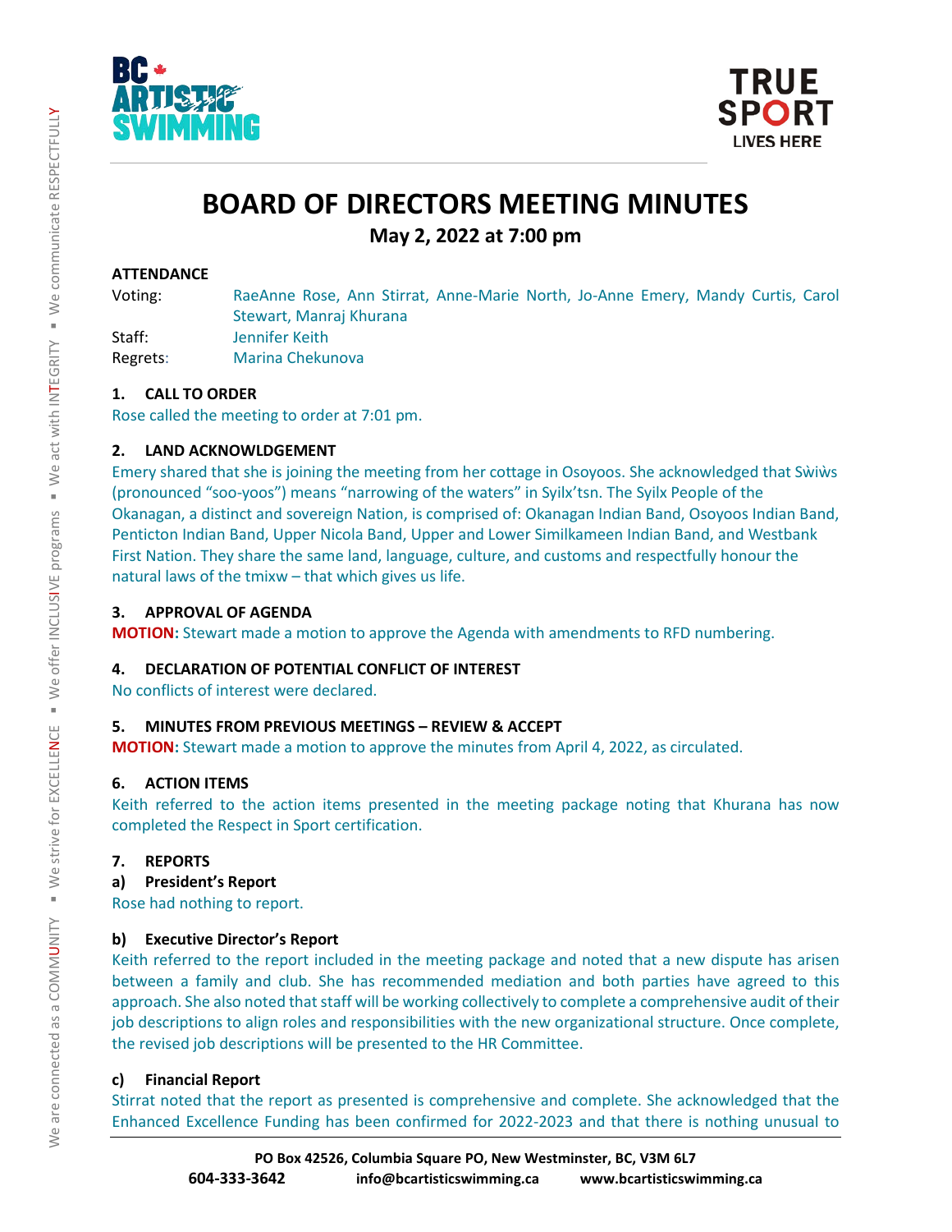# BOARD OF DIRECTORS MEETING MINUTES

## May 2, 2022 at 7:00 pm

**ATTENDANCE**

Voting: RaeAnne Rose, Ann Stirrat, Anne-Marie North, Jo-Anne Emery, Mandy Curtis, Carol Stewart, Manraj Khurana

Staff: Jennifer Keith

Regrets: Marina Chekunova

**1. CALL TO ORDER**

Rose called the meeting to order at 7:01 pm.

**2. LAND ACKNOWLDGEMENT**

Emery shared that she is joining the meeting from her cottage in Osoyoos. She acknowledged that Sẁiẁs (pronounced "soo-yoos") means "narrowing of the waters" in Syilx'tsn. The Syilx People of the Okanagan, a distinct and sovereign Nation, is comprised of: Okanagan Indian Band, Osoyoos Indian Band, Penticton Indian Band, Upper Nicola Band, Upper and Lower Similkameen Indian Band, and Westbank First Nation. They share the same land, language, culture, and customs and respectfully honour the natural laws of the tmixw – that which gives us life.

**3. APPROVAL OF AGENDA**

**MOTION:** Stewart made a motion to approve the Agenda with amendments to RFD numbering.

**4. DECLARATION OF POTENTIAL CONFLICT OF INTEREST**

No conflicts of interest were declared.

**5. MINUTES FROM PREVIOUS MEETINGS – REVIEW & ACCEPT**

**MOTION:** Stewart made a motion to approve the minutes from April 4, 2022, as circulated.

**6. ACTION ITEMS**

Keith referred to the action items presented in the meeting package noting that Khurana has now completed the Respect in Sport certification.

**7. REPORTS**

**a) President's Report**

Rose had nothing to report.

**b) Executive Director's Report**

Keith referred to the report included in the meeting package and noted that a new dispute has arisen between a family and club. She has recommended mediation and both parties have agreed to this approach. She also noted that staff will be working collectively to complete a comprehensive audit of their job descriptions to align roles and responsibilities with the new organizational structure. Once complete, the revised job descriptions will be presented to the HR Committee.

**c) Financial Report**

Stirrat noted that the report as presented is comprehensive and complete. She acknowledged that the Enhanced Excellence Funding has been confirmed for 2022-2023 and that there is nothing unusual to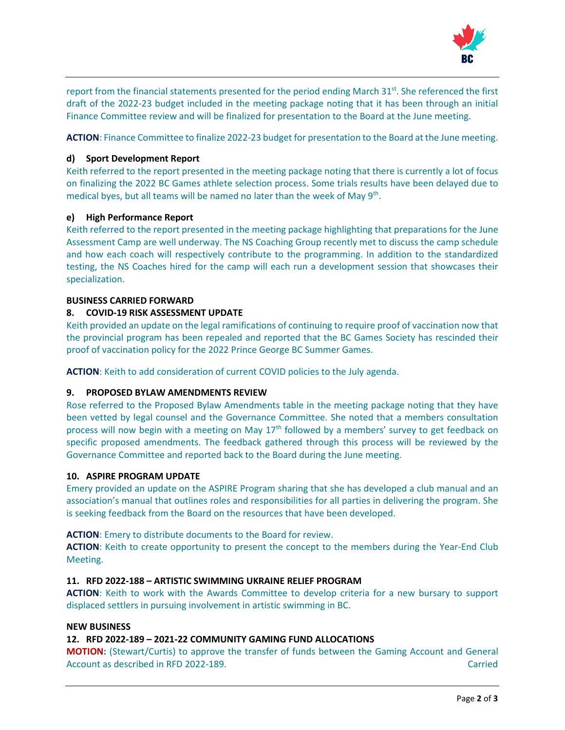report from the financial statements presented for the period ending March 31st. She referenced the first draft of the 2022-23 budget included in the meeting package noting that it has been through an initial Finance Committee review and will be finalized for presentation to the Board at the June meeting.

**ACTION**: Finance Committee to finalize 2022-23 budget for presentation to the Board at the June meeting.

**d) Sport Development Report**

Keith referred to the report presented in the meeting package noting that there is currently a lot of focus on finalizing the 2022 BC Games athlete selection process. Some trials results have been delayed due to medical byes, but all teams will be named no later than the week of May 9th.

**e) High Performance Report**

Keith referred to the report presented in the meeting package highlighting that preparations for the June Assessment Camp are well underway. The NS Coaching Group recently met to discuss the camp schedule and how each coach will respectively contribute to the programming. In addition to the standardized testing, the NS Coaches hired for the camp will each run a development session that showcases their specialization.

**BUSINESS CARRIED FORWARD**

**8. COVID-19 RISK ASSESSMENT UPDATE**

Keith provided an update on the legal ramifications of continuing to require proof of vaccination now that the provincial program has been repealed and reported that the BC Games Society has rescinded their proof of vaccination policy for the 2022 Prince George BC Summer Games.

**ACTION**: Keith to add consideration of current COVID policies to the July agenda.

**9. PROPOSED BYLAW AMENDMENTS REVIEW**

Rose referred to the Proposed Bylaw Amendments table in the meeting package noting that they have been vetted by legal counsel and the Governance Committee. She noted that a members consultation process will now begin with a meeting on May 17th followed by a members' survey to get feedback on specific proposed amendments. The feedback gathered through this process will be reviewed by the Governance Committee and reported back to the Board during the June meeting.

**10. ASPIRE PROGRAM UPDATE**

Emery provided an update on the ASPIRE Program sharing that she has developed a club manual and an association's manual that outlines roles and responsibilities for all parties in delivering the program. She is seeking feedback from the Board on the resources that have been developed.

**ACTION**: Emery to distribute documents to the Board for review.
**ACTION**: Keith to create opportunity to present the concept to the members during the Year-End Club Meeting.

**11. RFD 2022-188 – ARTISTIC SWIMMING UKRAINE RELIEF PROGRAM**

**ACTION**: Keith to work with the Awards Committee to develop criteria for a new bursary to support displaced settlers in pursuing involvement in artistic swimming in BC.

**NEW BUSINESS**

**12. RFD 2022-189 – 2021-22 COMMUNITY GAMING FUND ALLOCATIONS**

**MOTION:** (Stewart/Curtis) to approve the transfer of funds between the Gaming Account and General Account as described in RFD 2022-189. Carried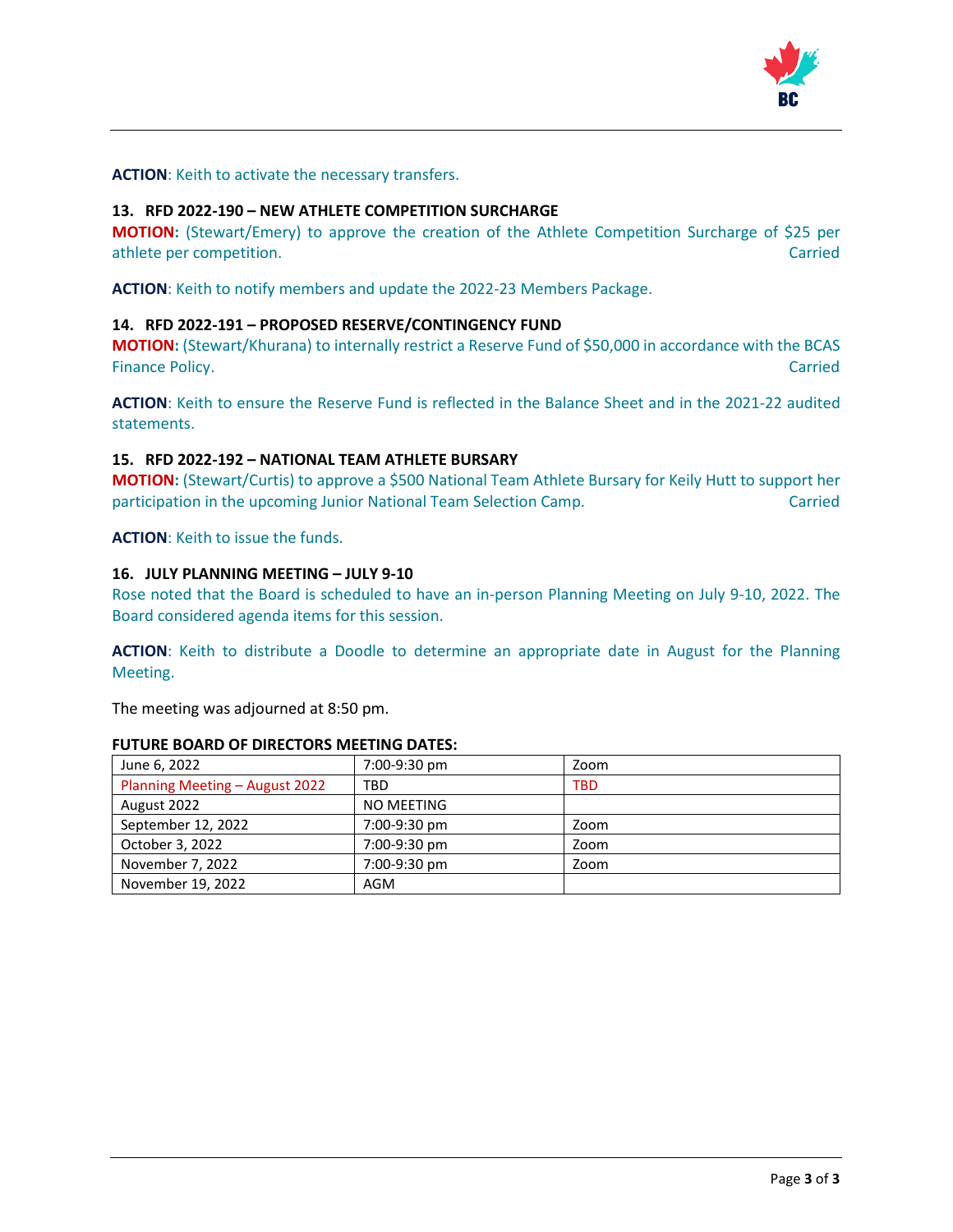**ACTION**: Keith to activate the necessary transfers.

### 13. RFD 2022-190 – NEW ATHLETE COMPETITION SURCHARGE

**MOTION:** (Stewart/Emery) to approve the creation of the Athlete Competition Surcharge of $25 per athlete per competition. Carried

**ACTION**: Keith to notify members and update the 2022-23 Members Package.

### 14. RFD 2022-191 – PROPOSED RESERVE/CONTINGENCY FUND

**MOTION:** (Stewart/Khurana) to internally restrict a Reserve Fund of $50,000 in accordance with the BCAS Finance Policy. Carried

**ACTION**: Keith to ensure the Reserve Fund is reflected in the Balance Sheet and in the 2021-22 audited statements.

### 15. RFD 2022-192 – NATIONAL TEAM ATHLETE BURSARY

**MOTION:** (Stewart/Curtis) to approve a $500 National Team Athlete Bursary for Keily Hutt to support her participation in the upcoming Junior National Team Selection Camp. Carried

**ACTION**: Keith to issue the funds.

### 16. JULY PLANNING MEETING – JULY 9-10

Rose noted that the Board is scheduled to have an in-person Planning Meeting on July 9-10, 2022. The Board considered agenda items for this session.

**ACTION**: Keith to distribute a Doodle to determine an appropriate date in August for the Planning Meeting.

The meeting was adjourned at 8:50 pm.

**FUTURE BOARD OF DIRECTORS MEETING DATES:**

| | | |
|---|---|---|
| June 6, 2022 | 7:00-9:30 pm | Zoom |
| Planning Meeting – August 2022 | TBD | TBD |
| August 2022 | NO MEETING | |
| September 12, 2022 | 7:00-9:30 pm | Zoom |
| October 3, 2022 | 7:00-9:30 pm | Zoom |
| November 7, 2022 | 7:00-9:30 pm | Zoom |
| November 19, 2022 | AGM | |